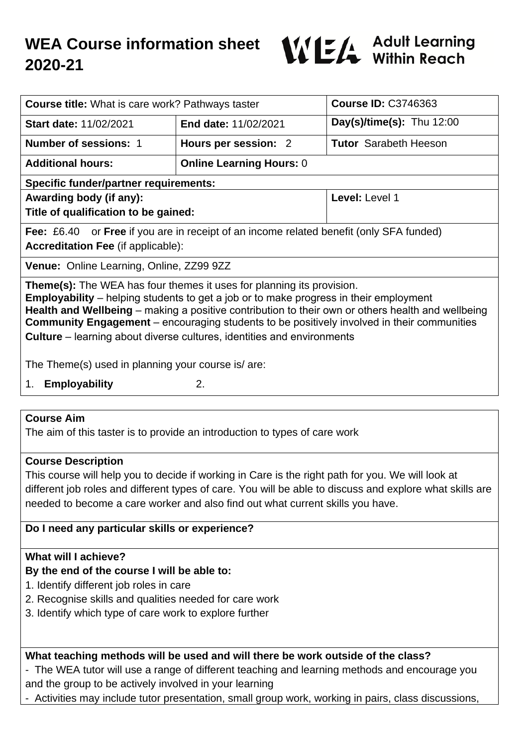# WEA Course information sheet 2020-21

WEA Adult Learning Within Reach

| **Course title:** What is care work? Pathways taster | | **Course ID:** C3746363 |
|---|---|---|
| **Start date:** 11/02/2021 | **End date:** 11/02/2021 | **Day(s)/time(s):** Thu 12:00 |
| **Number of sessions:** 1 | **Hours per session:** 2 | **Tutor** Sarabeth Heeson |
| **Additional hours:** | **Online Learning Hours:** 0 | |
| **Specific funder/partner requirements:** | | |
| **Awarding body (if any):** <br> **Title of qualification to be gained:** | | **Level:** Level 1 |
| **Fee:** £6.40 or **Free** if you are in receipt of an income related benefit (only SFA funded) <br> **Accreditation Fee** (if applicable): | | |
| **Venue:** Online Learning, Online, ZZ99 9ZZ | | |

**Theme(s):** The WEA has four themes it uses for planning its provision.
**Employability** – helping students to get a job or to make progress in their employment
**Health and Wellbeing** – making a positive contribution to their own or others health and wellbeing
**Community Engagement** – encouraging students to be positively involved in their communities
**Culture** – learning about diverse cultures, identities and environments

The Theme(s) used in planning your course is/ are:

1. **Employability** 2.

**Course Aim**

The aim of this taster is to provide an introduction to types of care work

**Course Description**

This course will help you to decide if working in Care is the right path for you. We will look at different job roles and different types of care. You will be able to discuss and explore what skills are needed to become a care worker and also find out what current skills you have.

**Do I need any particular skills or experience?**

**What will I achieve?**

**By the end of the course I will be able to:**

1. Identify different job roles in care
2. Recognise skills and qualities needed for care work
3. Identify which type of care work to explore further

**What teaching methods will be used and will there be work outside of the class?**

- The WEA tutor will use a range of different teaching and learning methods and encourage you and the group to be actively involved in your learning
- Activities may include tutor presentation, small group work, working in pairs, class discussions,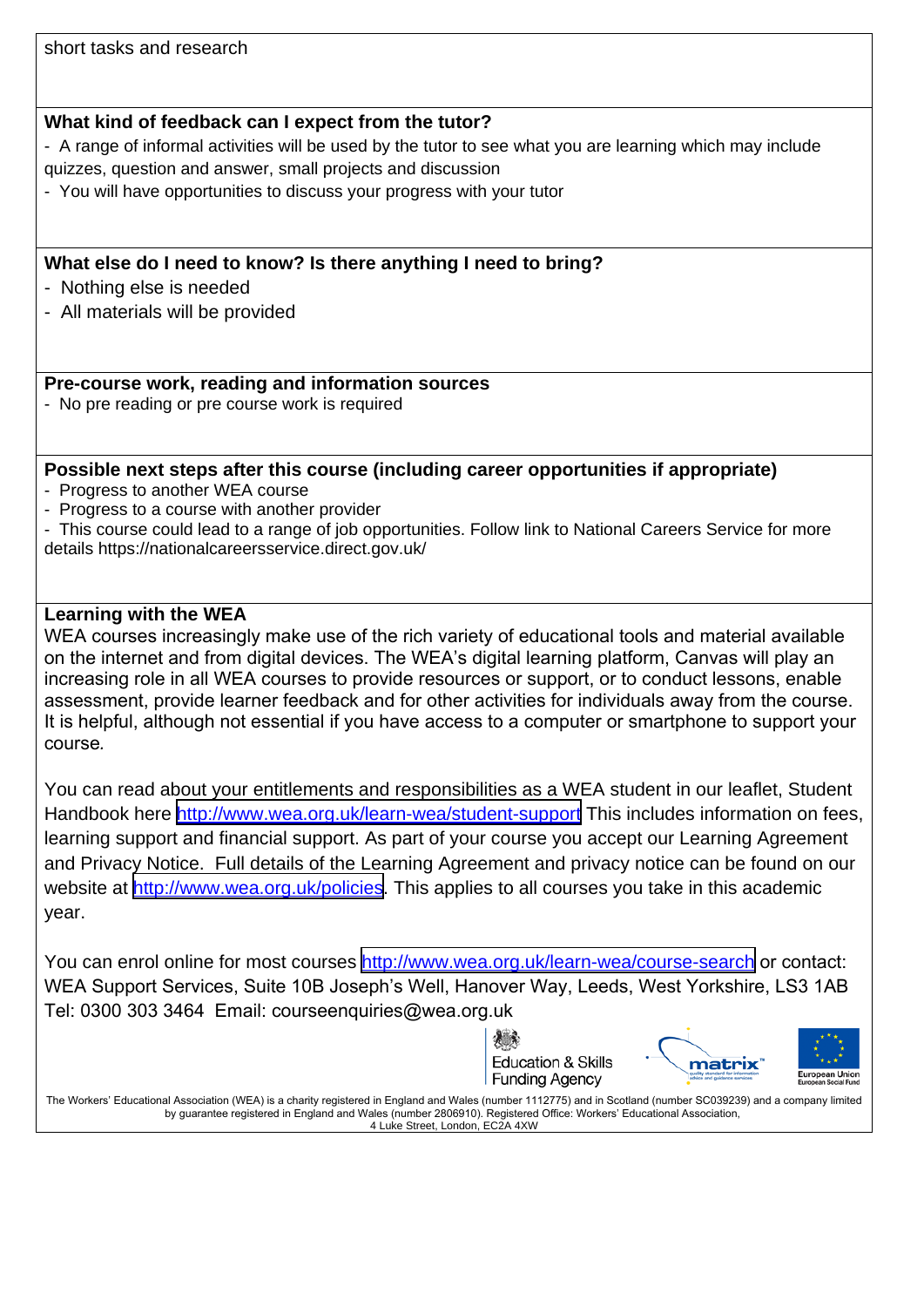short tasks and research

**What kind of feedback can I expect from the tutor?**

- A range of informal activities will be used by the tutor to see what you are learning which may include quizzes, question and answer, small projects and discussion
- You will have opportunities to discuss your progress with your tutor

**What else do I need to know? Is there anything I need to bring?**

- Nothing else is needed
- All materials will be provided

**Pre-course work, reading and information sources**

- No pre reading or pre course work is required

**Possible next steps after this course (including career opportunities if appropriate)**

- Progress to another WEA course
- Progress to a course with another provider
- This course could lead to a range of job opportunities. Follow link to National Careers Service for more details https://nationalcareersservice.direct.gov.uk/

**Learning with the WEA**

WEA courses increasingly make use of the rich variety of educational tools and material available on the internet and from digital devices. The WEA's digital learning platform, Canvas will play an increasing role in all WEA courses to provide resources or support, or to conduct lessons, enable assessment, provide learner feedback and for other activities for individuals away from the course. It is helpful, although not essential if you have access to a computer or smartphone to support your course.

You can read about your entitlements and responsibilities as a WEA student in our leaflet, Student Handbook here http://www.wea.org.uk/learn-wea/student-support This includes information on fees, learning support and financial support. As part of your course you accept our Learning Agreement and Privacy Notice. Full details of the Learning Agreement and privacy notice can be found on our website at http://www.wea.org.uk/policies. This applies to all courses you take in this academic year.

You can enrol online for most courses http://www.wea.org.uk/learn-wea/course-search or contact: WEA Support Services, Suite 10B Joseph's Well, Hanover Way, Leeds, West Yorkshire, LS3 1AB Tel: 0300 303 3464 Email: courseenquiries@wea.org.uk

Education & Skills Funding Agency

matrix

European Union European Social Fund

The Workers' Educational Association (WEA) is a charity registered in England and Wales (number 1112775) and in Scotland (number SC039239) and a company limited by guarantee registered in England and Wales (number 2806910). Registered Office: Workers' Educational Association, 4 Luke Street, London, EC2A 4XW